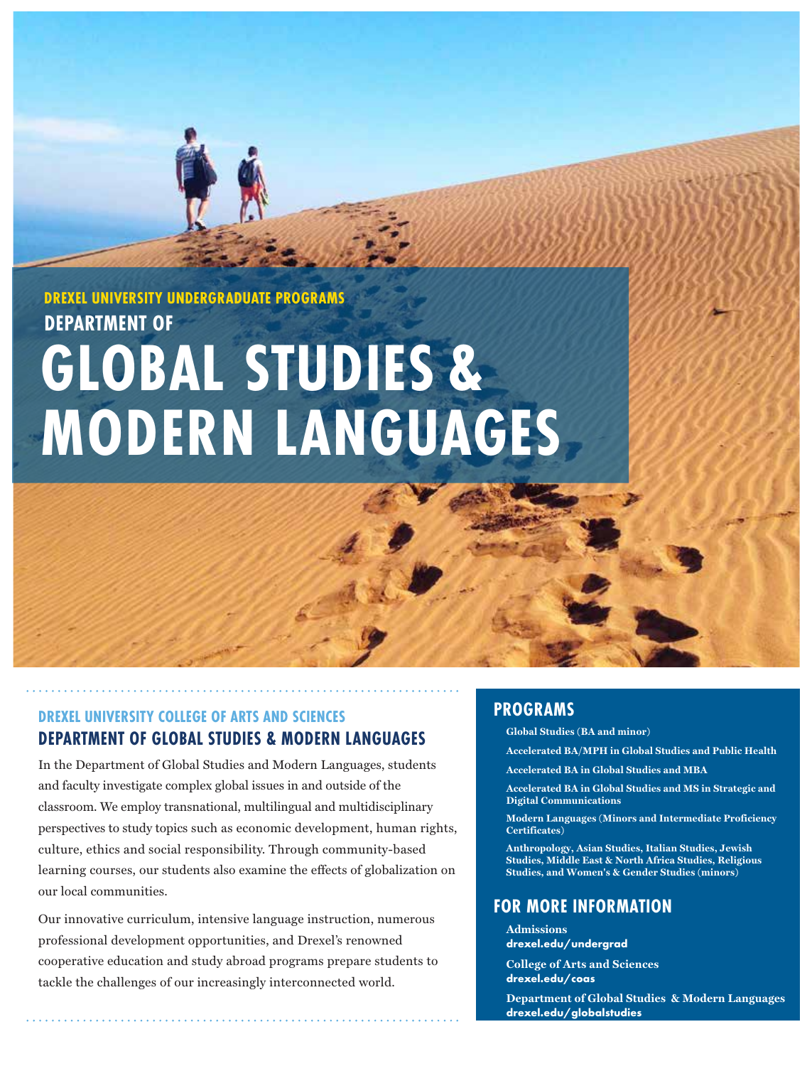**DREXEL UNIVERSITY UNDERGRADUATE PROGRAMS**

# DEPARTMENT OF GLOBAL STUDIES & MODERN LANGUAGES

**DREXEL UNIVERSITY COLLEGE OF ARTS AND SCIENCES**

## DEPARTMENT OF GLOBAL STUDIES & MODERN LANGUAGES

In the Department of Global Studies and Modern Languages, students and faculty investigate complex global issues in and outside of the classroom. We employ transnational, multilingual and multidisciplinary perspectives to study topics such as economic development, human rights, culture, ethics and social responsibility. Through community-based learning courses, our students also examine the effects of globalization on our local communities.

Our innovative curriculum, intensive language instruction, numerous professional development opportunities, and Drexel's renowned cooperative education and study abroad programs prepare students to tackle the challenges of our increasingly interconnected world.

## PROGRAMS

- **Global Studies (BA and minor)**
- **Accelerated BA/MPH in Global Studies and Public Health**
- **Accelerated BA in Global Studies and MBA**
- **Accelerated BA in Global Studies and MS in Strategic and Digital Communications**
- **Modern Languages (Minors and Intermediate Proficiency Certificates)**
- **Anthropology, Asian Studies, Italian Studies, Jewish Studies, Middle East & North Africa Studies, Religious Studies, and Women's & Gender Studies (minors)**

## FOR MORE INFORMATION

**Admissions**
**drexel.edu/undergrad**

**College of Arts and Sciences**
**drexel.edu/coas**

**Department of Global Studies & Modern Languages**
**drexel.edu/globalstudies**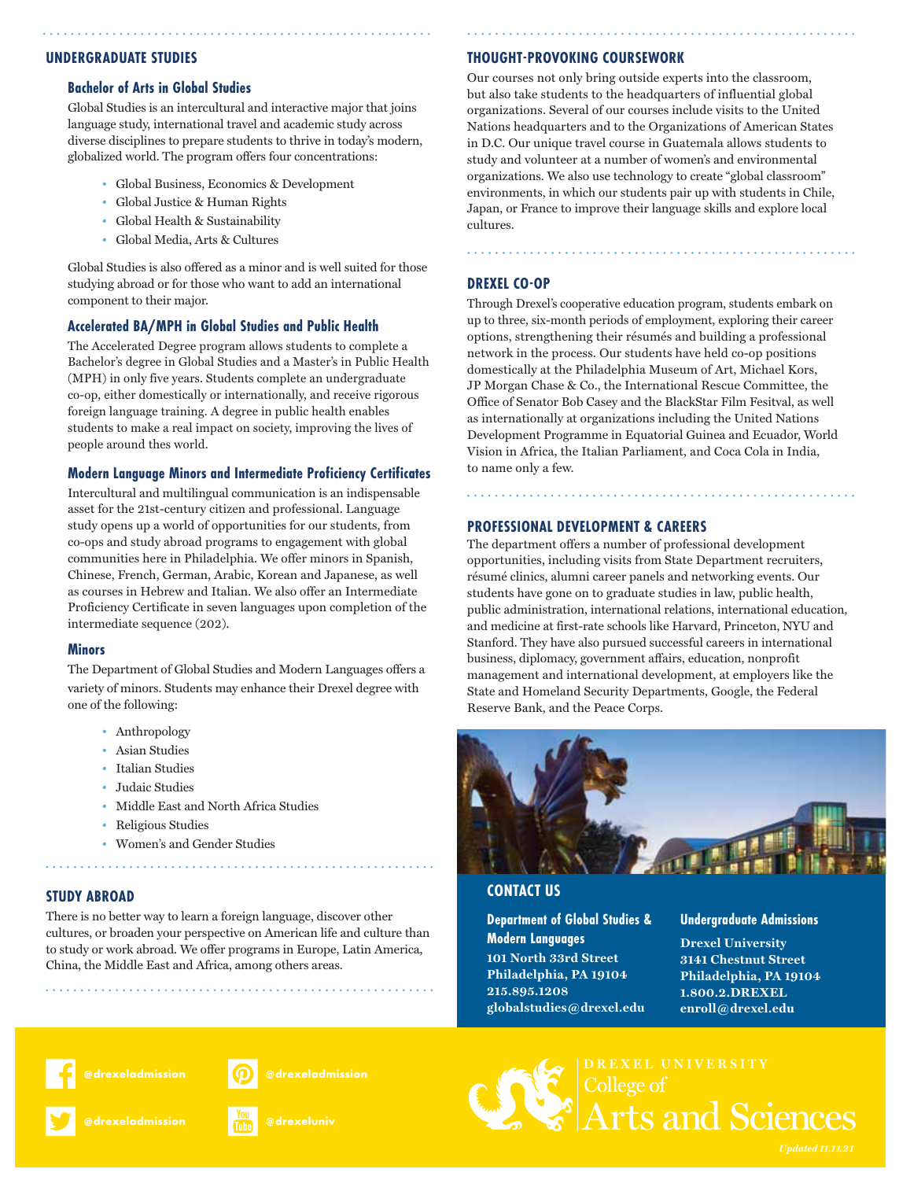## UNDERGRADUATE STUDIES

### Bachelor of Arts in Global Studies

Global Studies is an intercultural and interactive major that joins language study, international travel and academic study across diverse disciplines to prepare students to thrive in today's modern, globalized world. The program offers four concentrations:

- Global Business, Economics & Development
- Global Justice & Human Rights
- Global Health & Sustainability
- Global Media, Arts & Cultures

Global Studies is also offered as a minor and is well suited for those studying abroad or for those who want to add an international component to their major.

### Accelerated BA/MPH in Global Studies and Public Health

The Accelerated Degree program allows students to complete a Bachelor's degree in Global Studies and a Master's in Public Health (MPH) in only five years. Students complete an undergraduate co-op, either domestically or internationally, and receive rigorous foreign language training. A degree in public health enables students to make a real impact on society, improving the lives of people around thes world.

### Modern Language Minors and Intermediate Proficiency Certificates

Intercultural and multilingual communication is an indispensable asset for the 21st-century citizen and professional. Language study opens up a world of opportunities for our students, from co-ops and study abroad programs to engagement with global communities here in Philadelphia. We offer minors in Spanish, Chinese, French, German, Arabic, Korean and Japanese, as well as courses in Hebrew and Italian. We also offer an Intermediate Proficiency Certificate in seven languages upon completion of the intermediate sequence (202).

### Minors

The Department of Global Studies and Modern Languages offers a variety of minors. Students may enhance their Drexel degree with one of the following:

- Anthropology
- Asian Studies
- Italian Studies
- Judaic Studies
- Middle East and North Africa Studies
- Religious Studies
- Women's and Gender Studies

## STUDY ABROAD

There is no better way to learn a foreign language, discover other cultures, or broaden your perspective on American life and culture than to study or work abroad. We offer programs in Europe, Latin America, China, the Middle East and Africa, among others areas.

## THOUGHT-PROVOKING COURSEWORK

Our courses not only bring outside experts into the classroom, but also take students to the headquarters of influential global organizations. Several of our courses include visits to the United Nations headquarters and to the Organizations of American States in D.C. Our unique travel course in Guatemala allows students to study and volunteer at a number of women's and environmental organizations. We also use technology to create "global classroom" environments, in which our students pair up with students in Chile, Japan, or France to improve their language skills and explore local cultures.

## DREXEL CO-OP

Through Drexel's cooperative education program, students embark on up to three, six-month periods of employment, exploring their career options, strengthening their résumés and building a professional network in the process. Our students have held co-op positions domestically at the Philadelphia Museum of Art, Michael Kors, JP Morgan Chase & Co., the International Rescue Committee, the Office of Senator Bob Casey and the BlackStar Film Fesitval, as well as internationally at organizations including the United Nations Development Programme in Equatorial Guinea and Ecuador, World Vision in Africa, the Italian Parliament, and Coca Cola in India, to name only a few.

## PROFESSIONAL DEVELOPMENT & CAREERS

The department offers a number of professional development opportunities, including visits from State Department recruiters, résumé clinics, alumni career panels and networking events. Our students have gone on to graduate studies in law, public health, public administration, international relations, international education, and medicine at first-rate schools like Harvard, Princeton, NYU and Stanford. They have also pursued successful careers in international business, diplomacy, government affairs, education, nonprofit management and international development, at employers like the State and Homeland Security Departments, Google, the Federal Reserve Bank, and the Peace Corps.

## CONTACT US

**Department of Global Studies & Modern Languages**
**101 North 33rd Street**
**Philadelphia, PA 19104**
**215.895.1208**
**globalstudies@drexel.edu**

**Undergraduate Admissions**
**Drexel University**
**3141 Chestnut Street**
**Philadelphia, PA 19104**
**1.800.2.DREXEL**
**enroll@drexel.edu**

@drexeladmission
@drexeladmission
@drexeladmission
@drexeluniv

DREXEL UNIVERSITY
College of Arts and Sciences

*Updated 11.11.21*